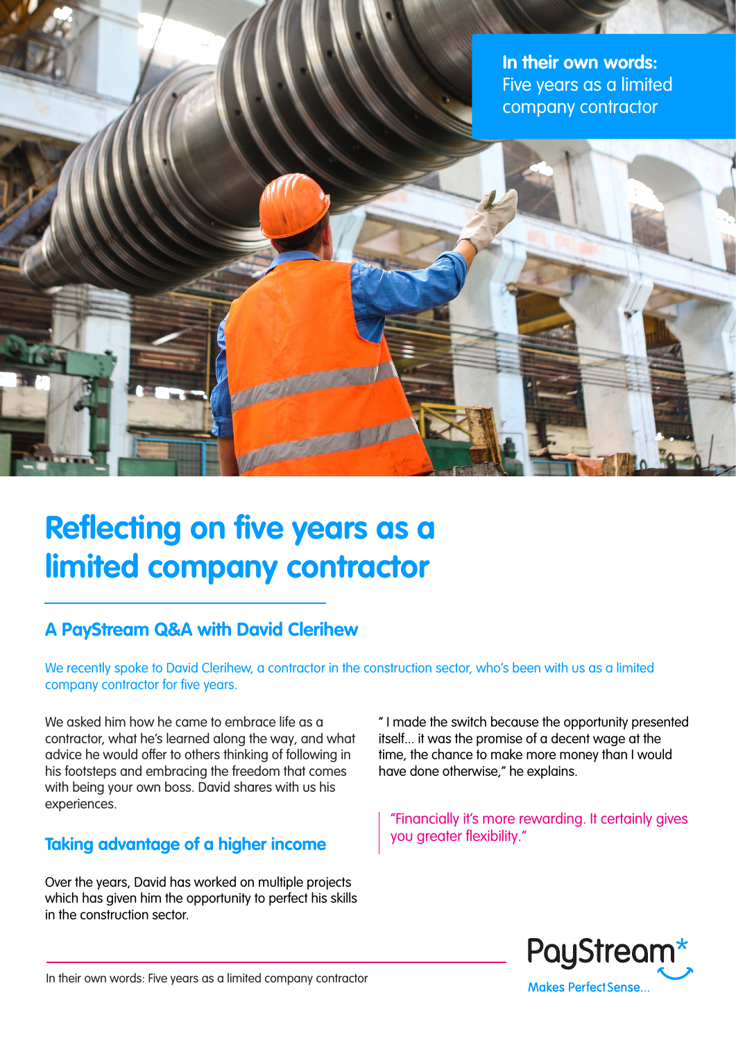**In their own words:** Five years as a limited company contractor

# Reflecting on five years as a limited company contractor

## A PayStream Q&A with David Clerihew

We recently spoke to David Clerihew, a contractor in the construction sector, who's been with us as a limited company contractor for five years.

We asked him how he came to embrace life as a contractor, what he's learned along the way, and what advice he would offer to others thinking of following in his footsteps and embracing the freedom that comes with being your own boss. David shares with us his experiences.

### Taking advantage of a higher income

Over the years, David has worked on multiple projects which has given him the opportunity to perfect his skills in the construction sector.

" I made the switch because the opportunity presented itself... it was the promise of a decent wage at the time, the chance to make more money than I would have done otherwise," he explains.

> "Financially it's more rewarding. It certainly gives you greater flexibility."

PayStream*
Makes Perfect Sense...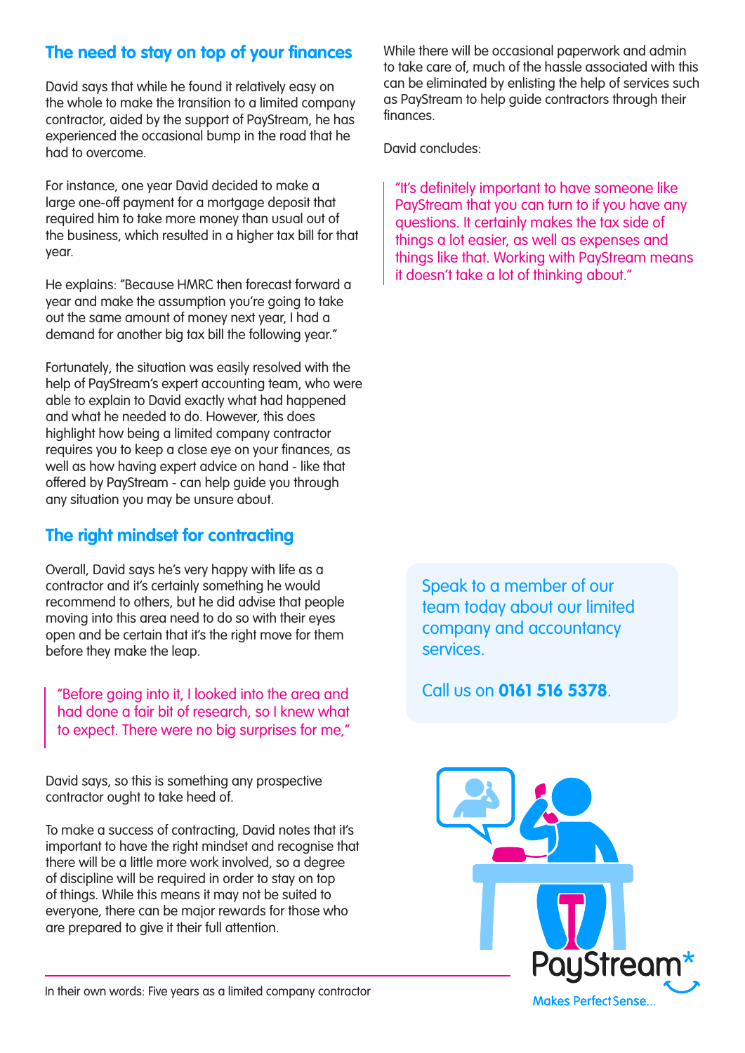## The need to stay on top of your finances

David says that while he found it relatively easy on the whole to make the transition to a limited company contractor, aided by the support of PayStream, he has experienced the occasional bump in the road that he had to overcome.

For instance, one year David decided to make a large one-off payment for a mortgage deposit that required him to take more money than usual out of the business, which resulted in a higher tax bill for that year.

He explains: "Because HMRC then forecast forward a year and make the assumption you're going to take out the same amount of money next year, I had a demand for another big tax bill the following year."

Fortunately, the situation was easily resolved with the help of PayStream's expert accounting team, who were able to explain to David exactly what had happened and what he needed to do. However, this does highlight how being a limited company contractor requires you to keep a close eye on your finances, as well as how having expert advice on hand - like that offered by PayStream - can help guide you through any situation you may be unsure about.

## The right mindset for contracting

Overall, David says he's very happy with life as a contractor and it's certainly something he would recommend to others, but he did advise that people moving into this area need to do so with their eyes open and be certain that it's the right move for them before they make the leap.

> "Before going into it, I looked into the area and had done a fair bit of research, so I knew what to expect. There were no big surprises for me,"

David says, so this is something any prospective contractor ought to take heed of.

To make a success of contracting, David notes that it's important to have the right mindset and recognise that there will be a little more work involved, so a degree of discipline will be required in order to stay on top of things. While this means it may not be suited to everyone, there can be major rewards for those who are prepared to give it their full attention.

While there will be occasional paperwork and admin to take care of, much of the hassle associated with this can be eliminated by enlisting the help of services such as PayStream to help guide contractors through their finances.

David concludes:

> "It's definitely important to have someone like PayStream that you can turn to if you have any questions. It certainly makes the tax side of things a lot easier, as well as expenses and things like that. Working with PayStream means it doesn't take a lot of thinking about."

Speak to a member of our team today about our limited company and accountancy services.

Call us on **0161 516 5378**.

PayStream* Makes Perfect Sense...